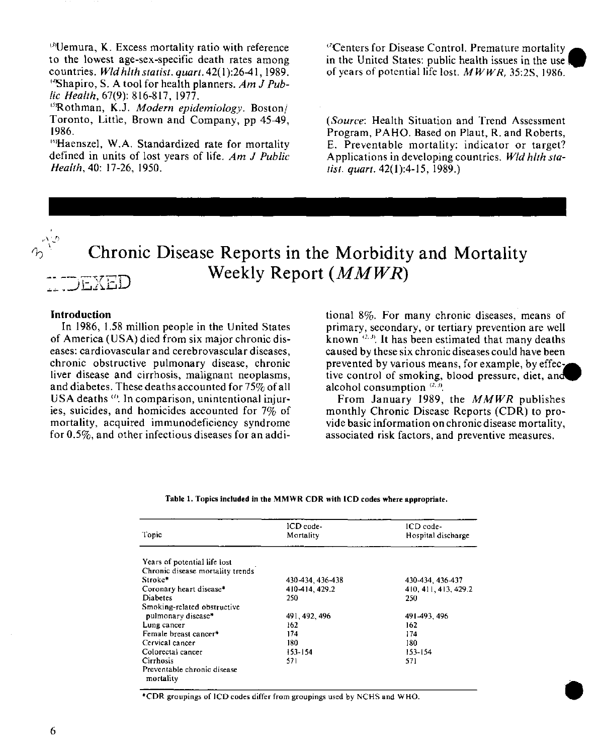[13]Uemura, K. Excess mortality ratio with reference to the lowest age-sex-specific death rates among countries. *Wld hlth statist. quart.* 42(1):26-41, 1989.

[14]Shapiro, S. A tool for health planners. *Am J Public Health*, 67(9): 816-817, 1977.

[15]Rothman, K.J. *Modern epidemiology*. Boston/Toronto, Little, Brown and Company, pp 45-49, 1986.

[16]Haenszel, W.A. Standardized rate for mortality defined in units of lost years of life. *Am J Public Health*, 40: 17-26, 1950.

[17]Centers for Disease Control. Premature mortality in the United States: public health issues in the use of years of potential life lost. *MWWR*, 35:2S, 1986.

(*Source*: Health Situation and Trend Assessment Program, PAHO. Based on Plaut, R. and Roberts, E. Preventable mortality: indicator or target? Applications in developing countries. *Wld hlth statist. quart.* 42(1):4-15, 1989.)

# Chronic Disease Reports in the Morbidity and Mortality Weekly Report (*MMWR*)

### Introduction

In 1986, 1.58 million people in the United States of America (USA) died from six major chronic diseases: cardiovascular and cerebrovascular diseases, chronic obstructive pulmonary disease, chronic liver disease and cirrhosis, malignant neoplasms, and diabetes. These deaths accounted for 75% of all USA deaths [1]. In comparison, unintentional injuries, suicides, and homicides accounted for 7% of mortality, acquired immunodeficiency syndrome for 0.5%, and other infectious diseases for an additional 8%. For many chronic diseases, means of primary, secondary, or tertiary prevention are well known [2,3]. It has been estimated that many deaths caused by these six chronic diseases could have been prevented by various means, for example, by effective control of smoking, blood pressure, diet, and alcohol consumption [2,3].

From January 1989, the *MMWR* publishes monthly Chronic Disease Reports (CDR) to provide basic information on chronic disease mortality, associated risk factors, and preventive measures.

**Table 1. Topics included in the MMWR CDR with ICD codes where appropriate.**

| Topic | ICD code-Mortality | ICD code-Hospital discharge |
|---|---|---|
| Years of potential life lost | | |
| Chronic disease mortality trends | | |
| Stroke* | 430-434, 436-438 | 430-434, 436-437 |
| Coronary heart disease* | 410-414, 429.2 | 410, 411, 413, 429.2 |
| Diabetes | 250 | 250 |
| Smoking-related obstructive pulmonary disease* | 491, 492, 496 | 491-493, 496 |
| Lung cancer | 162 | 162 |
| Female breast cancer* | 174 | 174 |
| Cervical cancer | 180 | 180 |
| Colorectal cancer | 153-154 | 153-154 |
| Cirrhosis | 571 | 571 |
| Preventable chronic disease mortality | | |

*CDR groupings of ICD codes differ from groupings used by NCHS and WHO.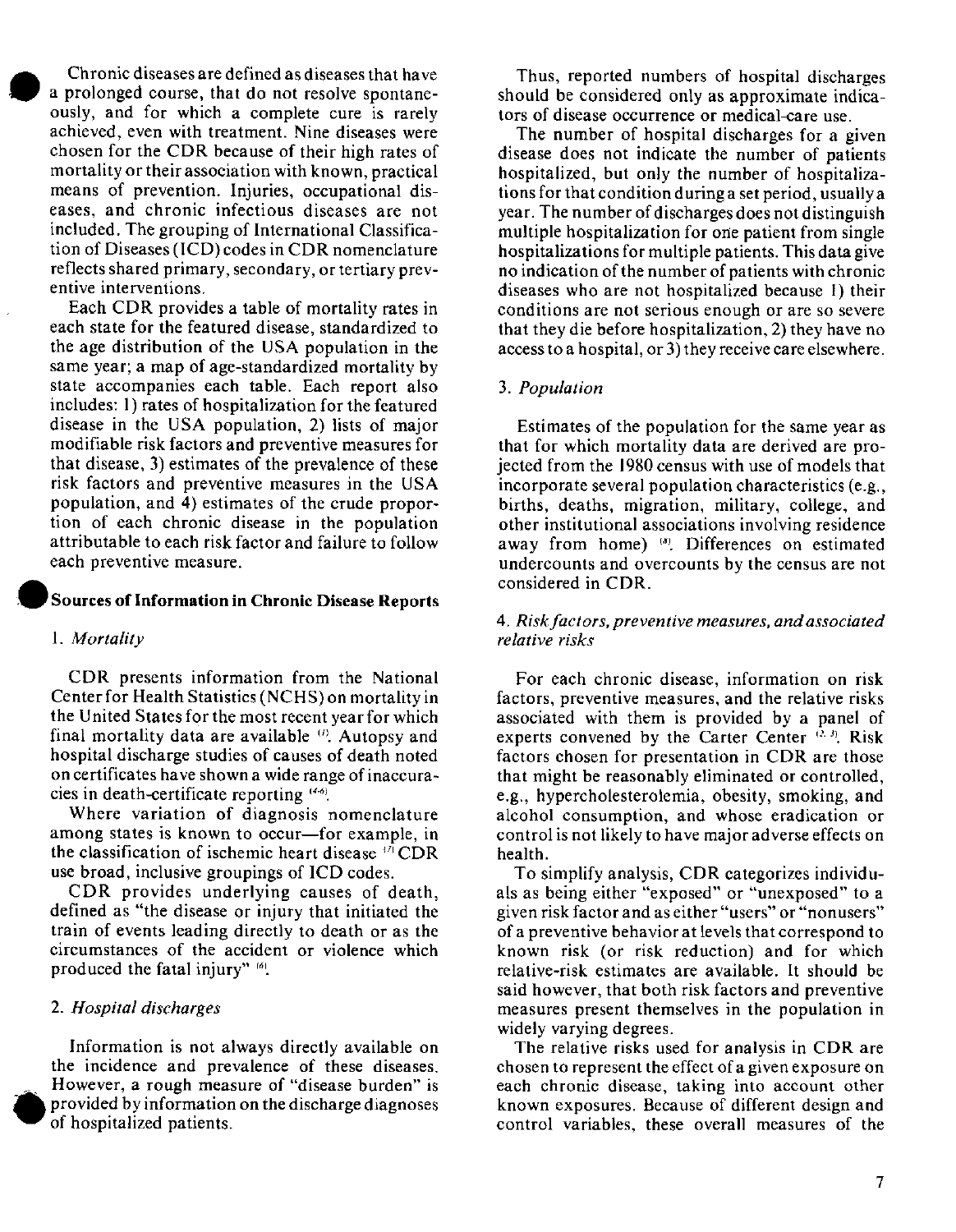Chronic diseases are defined as diseases that have a prolonged course, that do not resolve spontaneously, and for which a complete cure is rarely achieved, even with treatment. Nine diseases were chosen for the CDR because of their high rates of mortality or their association with known, practical means of prevention. Injuries, occupational diseases, and chronic infectious diseases are not included. The grouping of International Classification of Diseases (ICD) codes in CDR nomenclature reflects shared primary, secondary, or tertiary preventive interventions.

Each CDR provides a table of mortality rates in each state for the featured disease, standardized to the age distribution of the USA population in the same year; a map of age-standardized mortality by state accompanies each table. Each report also includes: 1) rates of hospitalization for the featured disease in the USA population, 2) lists of major modifiable risk factors and preventive measures for that disease, 3) estimates of the prevalence of these risk factors and preventive measures in the USA population, and 4) estimates of the crude proportion of each chronic disease in the population attributable to each risk factor and failure to follow each preventive measure.

## Sources of Information in Chronic Disease Reports

### 1. *Mortality*

CDR presents information from the National Center for Health Statistics (NCHS) on mortality in the United States for the most recent year for which final mortality data are available [1]. Autopsy and hospital discharge studies of causes of death noted on certificates have shown a wide range of inaccuracies in death-certificate reporting [4-6].

Where variation of diagnosis nomenclature among states is known to occur—for example, in the classification of ischemic heart disease [7] CDR use broad, inclusive groupings of ICD codes.

CDR provides underlying causes of death, defined as "the disease or injury that initiated the train of events leading directly to death or as the circumstances of the accident or violence which produced the fatal injury" [6].

### 2. *Hospital discharges*

Information is not always directly available on the incidence and prevalence of these diseases. However, a rough measure of "disease burden" is provided by information on the discharge diagnoses of hospitalized patients.

Thus, reported numbers of hospital discharges should be considered only as approximate indicators of disease occurrence or medical-care use.

The number of hospital discharges for a given disease does not indicate the number of patients hospitalized, but only the number of hospitalizations for that condition during a set period, usually a year. The number of discharges does not distinguish multiple hospitalization for one patient from single hospitalizations for multiple patients. This data give no indication of the number of patients with chronic diseases who are not hospitalized because 1) their conditions are not serious enough or are so severe that they die before hospitalization, 2) they have no access to a hospital, or 3) they receive care elsewhere.

### 3. *Population*

Estimates of the population for the same year as that for which mortality data are derived are projected from the 1980 census with use of models that incorporate several population characteristics (e.g., births, deaths, migration, military, college, and other institutional associations involving residence away from home) [8]. Differences on estimated undercounts and overcounts by the census are not considered in CDR.

### 4. *Risk factors, preventive measures, and associated relative risks*

For each chronic disease, information on risk factors, preventive measures, and the relative risks associated with them is provided by a panel of experts convened by the Carter Center [2,3]. Risk factors chosen for presentation in CDR are those that might be reasonably eliminated or controlled, e.g., hypercholesterolemia, obesity, smoking, and alcohol consumption, and whose eradication or control is not likely to have major adverse effects on health.

To simplify analysis, CDR categorizes individuals as being either "exposed" or "unexposed" to a given risk factor and as either "users" or "nonusers" of a preventive behavior at levels that correspond to known risk (or risk reduction) and for which relative-risk estimates are available. It should be said however, that both risk factors and preventive measures present themselves in the population in widely varying degrees.

The relative risks used for analysis in CDR are chosen to represent the effect of a given exposure on each chronic disease, taking into account other known exposures. Because of different design and control variables, these overall measures of the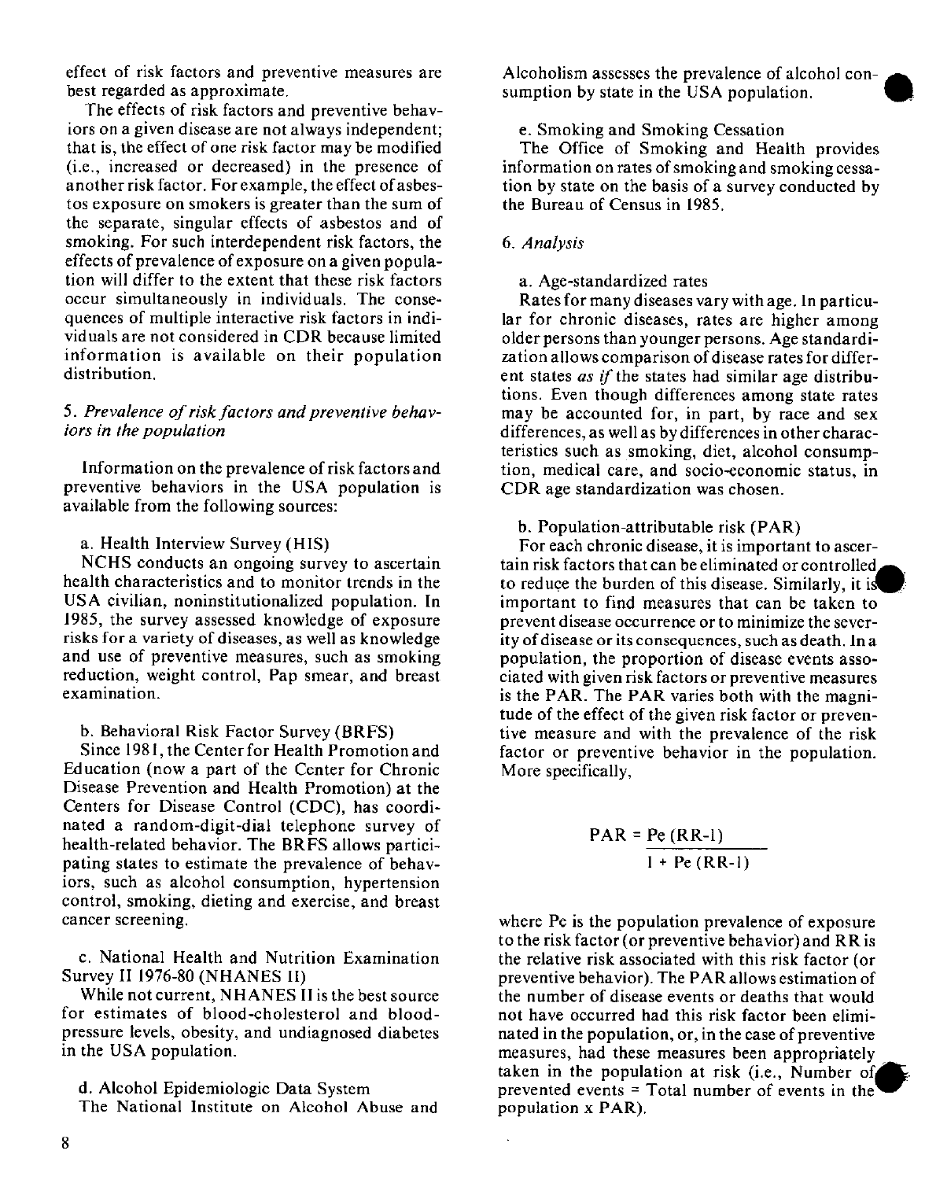effect of risk factors and preventive measures are best regarded as approximate.

The effects of risk factors and preventive behaviors on a given disease are not always independent; that is, the effect of one risk factor may be modified (i.e., increased or decreased) in the presence of another risk factor. For example, the effect of asbestos exposure on smokers is greater than the sum of the separate, singular effects of asbestos and of smoking. For such interdependent risk factors, the effects of prevalence of exposure on a given population will differ to the extent that these risk factors occur simultaneously in individuals. The consequences of multiple interactive risk factors in individuals are not considered in CDR because limited information is available on their population distribution.

### 5. *Prevalence of risk factors and preventive behaviors in the population*

Information on the prevalence of risk factors and preventive behaviors in the USA population is available from the following sources:

a. Health Interview Survey (HIS)

NCHS conducts an ongoing survey to ascertain health characteristics and to monitor trends in the USA civilian, noninstitutionalized population. In 1985, the survey assessed knowledge of exposure risks for a variety of diseases, as well as knowledge and use of preventive measures, such as smoking reduction, weight control, Pap smear, and breast examination.

b. Behavioral Risk Factor Survey (BRFS)

Since 1981, the Center for Health Promotion and Education (now a part of the Center for Chronic Disease Prevention and Health Promotion) at the Centers for Disease Control (CDC), has coordinated a random-digit-dial telephone survey of health-related behavior. The BRFS allows participating states to estimate the prevalence of behaviors, such as alcohol consumption, hypertension control, smoking, dieting and exercise, and breast cancer screening.

c. National Health and Nutrition Examination Survey II 1976-80 (NHANES II)

While not current, NHANES II is the best source for estimates of blood-cholesterol and blood-pressure levels, obesity, and undiagnosed diabetes in the USA population.

d. Alcohol Epidemiologic Data System

The National Institute on Alcohol Abuse and Alcoholism assesses the prevalence of alcohol consumption by state in the USA population.

e. Smoking and Smoking Cessation

The Office of Smoking and Health provides information on rates of smoking and smoking cessation by state on the basis of a survey conducted by the Bureau of Census in 1985.

### 6. *Analysis*

a. Age-standardized rates

Rates for many diseases vary with age. In particular for chronic diseases, rates are higher among older persons than younger persons. Age standardization allows comparison of disease rates for different states *as if* the states had similar age distributions. Even though differences among state rates may be accounted for, in part, by race and sex differences, as well as by differences in other characteristics such as smoking, diet, alcohol consumption, medical care, and socio-economic status, in CDR age standardization was chosen.

b. Population-attributable risk (PAR)

For each chronic disease, it is important to ascertain risk factors that can be eliminated or controlled to reduce the burden of this disease. Similarly, it is important to find measures that can be taken to prevent disease occurrence or to minimize the severity of disease or its consequences, such as death. In a population, the proportion of disease events associated with given risk factors or preventive measures is the PAR. The PAR varies both with the magnitude of the effect of the given risk factor or preventive measure and with the prevalence of the risk factor or preventive behavior in the population. More specifically,

$$PAR = \frac{Pe\,(RR-1)}{1 + Pe\,(RR-1)}$$

where Pe is the population prevalence of exposure to the risk factor (or preventive behavior) and RR is the relative risk associated with this risk factor (or preventive behavior). The PAR allows estimation of the number of disease events or deaths that would not have occurred had this risk factor been eliminated in the population, or, in the case of preventive measures, had these measures been appropriately taken in the population at risk (i.e., Number of prevented events = Total number of events in the population x PAR).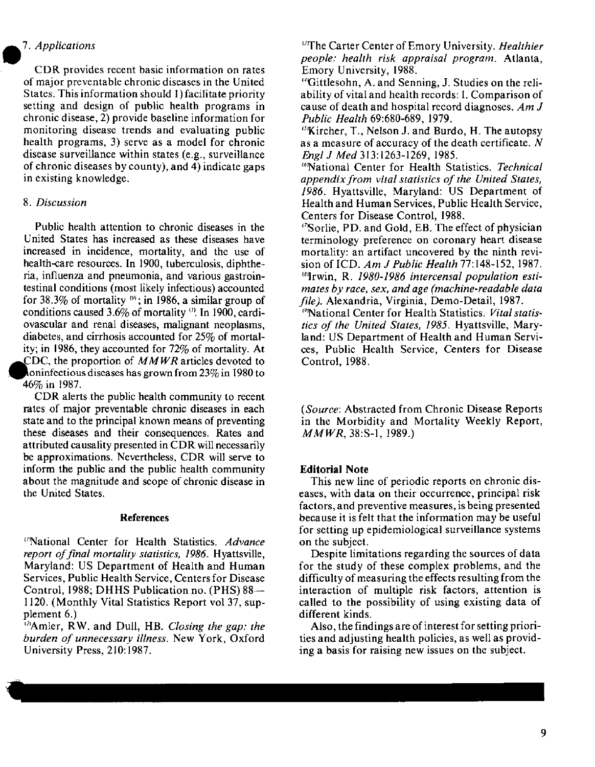### 7. *Applications*

CDR provides recent basic information on rates of major preventable chronic diseases in the United States. This information should 1) facilitate priority setting and design of public health programs in chronic disease, 2) provide baseline information for monitoring disease trends and evaluating public health programs, 3) serve as a model for chronic disease surveillance within states (e.g., surveillance of chronic diseases by county), and 4) indicate gaps in existing knowledge.

### 8. *Discussion*

Public health attention to chronic diseases in the United States has increased as these diseases have increased in incidence, mortality, and the use of health-care resources. In 1900, tuberculosis, diphtheria, influenza and pneumonia, and various gastrointestinal conditions (most likely infectious) accounted for 38.3% of mortality [9]; in 1986, a similar group of conditions caused 3.6% of mortality [1]. In 1900, cardiovascular and renal diseases, malignant neoplasms, diabetes, and cirrhosis accounted for 25% of mortality; in 1986, they accounted for 72% of mortality. At CDC, the proportion of *MMWR* articles devoted to noninfectious diseases has grown from 23% in 1980 to 46% in 1987.

CDR alerts the public health community to recent rates of major preventable chronic diseases in each state and to the principal known means of preventing these diseases and their consequences. Rates and attributed causality presented in CDR will necessarily be approximations. Nevertheless, CDR will serve to inform the public and the public health community about the magnitude and scope of chronic disease in the United States.

## References

[1]National Center for Health Statistics. *Advance report of final mortality statistics, 1986*. Hyattsville, Maryland: US Department of Health and Human Services, Public Health Service, Centers for Disease Control, 1988; DHHS Publication no. (PHS) 88—1120. (Monthly Vital Statistics Report vol 37, supplement 6.)

[2]Amler, RW. and Dull, HB. *Closing the gap: the burden of unnecessary illness*. New York, Oxford University Press, 210:1987.

[3]The Carter Center of Emory University. *Healthier people: health risk appraisal program*. Atlanta, Emory University, 1988.

[4]Gittlesohn, A. and Senning, J. Studies on the reliability of vital and health records: I. Comparison of cause of death and hospital record diagnoses. *Am J Public Health* 69:680-689, 1979.

[5]Kircher, T., Nelson J. and Burdo, H. The autopsy as a measure of accuracy of the death certificate. *N Engl J Med* 313:1263-1269, 1985.

[6]National Center for Health Statistics. *Technical appendix from vital statistics of the United States, 1986*. Hyattsville, Maryland: US Department of Health and Human Services, Public Health Service, Centers for Disease Control, 1988.

[7]Sorlie, PD. and Gold, EB. The effect of physician terminology preference on coronary heart disease mortality: an artifact uncovered by the ninth revision of ICD. *Am J Public Health* 77:148-152, 1987.

[8]Irwin, R. *1980-1986 intercensal population estimates by race, sex, and age (machine-readable data file)*. Alexandria, Virginia, Demo-Detail, 1987.

[9]National Center for Health Statistics. *Vital statistics of the United States, 1985*. Hyattsville, Maryland: US Department of Health and Human Services, Public Health Service, Centers for Disease Control, 1988.

(*Source*: Abstracted from Chronic Disease Reports in the Morbidity and Mortality Weekly Report, *MMWR*, 38:S-1, 1989.)

**Editorial Note**

This new line of periodic reports on chronic diseases, with data on their occurrence, principal risk factors, and preventive measures, is being presented because it is felt that the information may be useful for setting up epidemiological surveillance systems on the subject.

Despite limitations regarding the sources of data for the study of these complex problems, and the difficulty of measuring the effects resulting from the interaction of multiple risk factors, attention is called to the possibility of using existing data of different kinds.

Also, the findings are of interest for setting priorities and adjusting health policies, as well as providing a basis for raising new issues on the subject.